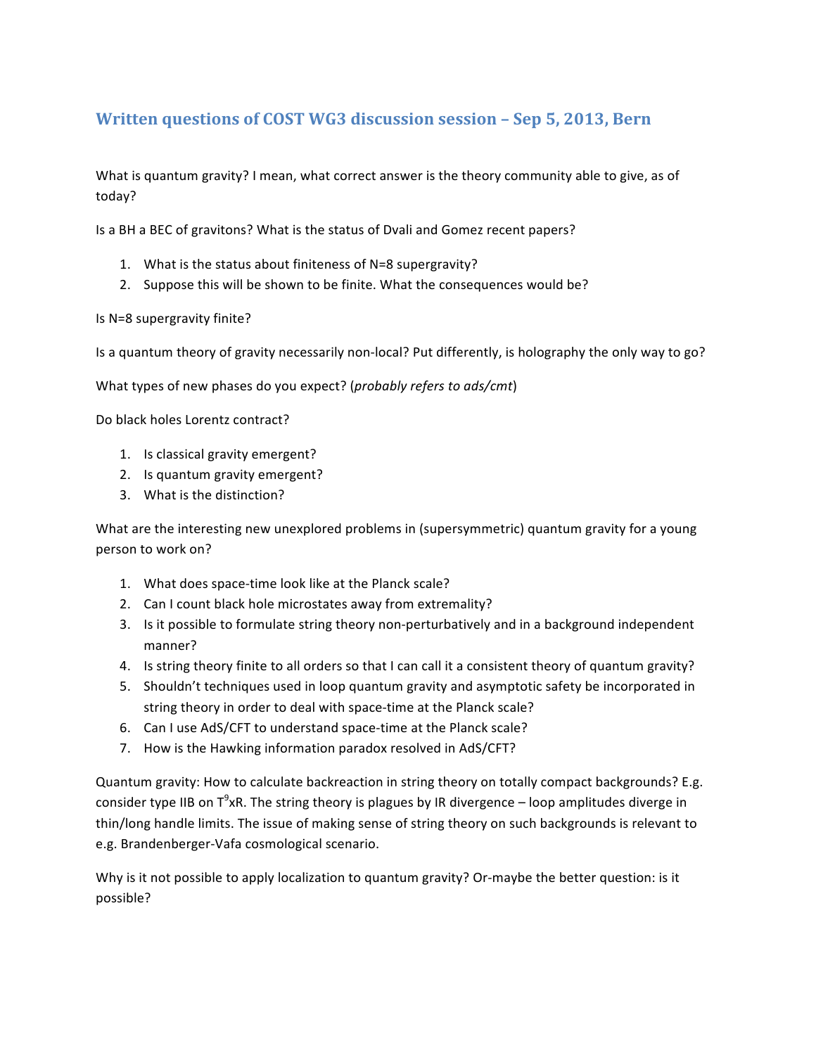## Written questions of COST WG3 discussion session – Sep 5, 2013, Bern

What is quantum gravity? I mean, what correct answer is the theory community able to give, as of today?

Is a BH a BEC of gravitons? What is the status of Dvali and Gomez recent papers?

1. What is the status about finiteness of N=8 supergravity?
2. Suppose this will be shown to be finite. What the consequences would be?

Is N=8 supergravity finite?

Is a quantum theory of gravity necessarily non-local? Put differently, is holography the only way to go?

What types of new phases do you expect? (*probably refers to ads/cmt*)

Do black holes Lorentz contract?

1. Is classical gravity emergent?
2. Is quantum gravity emergent?
3. What is the distinction?

What are the interesting new unexplored problems in (supersymmetric) quantum gravity for a young person to work on?

1. What does space-time look like at the Planck scale?
2. Can I count black hole microstates away from extremality?
3. Is it possible to formulate string theory non-perturbatively and in a background independent manner?
4. Is string theory finite to all orders so that I can call it a consistent theory of quantum gravity?
5. Shouldn't techniques used in loop quantum gravity and asymptotic safety be incorporated in string theory in order to deal with space-time at the Planck scale?
6. Can I use AdS/CFT to understand space-time at the Planck scale?
7. How is the Hawking information paradox resolved in AdS/CFT?

Quantum gravity: How to calculate backreaction in string theory on totally compact backgrounds? E.g. consider type IIB on $T^9$xR. The string theory is plagues by IR divergence – loop amplitudes diverge in thin/long handle limits. The issue of making sense of string theory on such backgrounds is relevant to e.g. Brandenberger-Vafa cosmological scenario.

Why is it not possible to apply localization to quantum gravity? Or-maybe the better question: is it possible?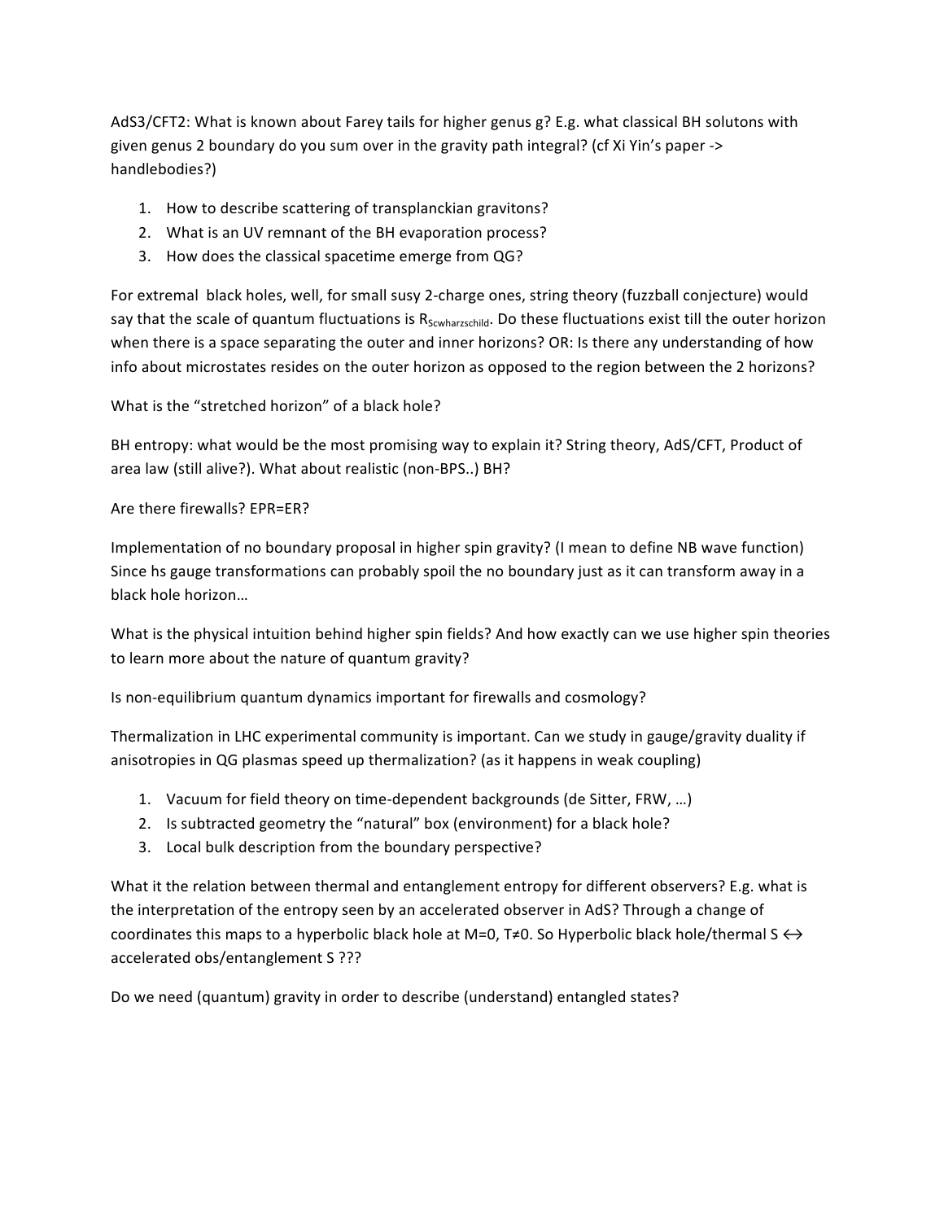AdS3/CFT2: What is known about Farey tails for higher genus g? E.g. what classical BH solutons with given genus 2 boundary do you sum over in the gravity path integral? (cf Xi Yin's paper -> handlebodies?)

1. How to describe scattering of transplanckian gravitons?
2. What is an UV remnant of the BH evaporation process?
3. How does the classical spacetime emerge from QG?

For extremal black holes, well, for small susy 2-charge ones, string theory (fuzzball conjecture) would say that the scale of quantum fluctuations is $R_{Scwharzschild}$. Do these fluctuations exist till the outer horizon when there is a space separating the outer and inner horizons? OR: Is there any understanding of how info about microstates resides on the outer horizon as opposed to the region between the 2 horizons?

What is the "stretched horizon" of a black hole?

BH entropy: what would be the most promising way to explain it? String theory, AdS/CFT, Product of area law (still alive?). What about realistic (non-BPS..) BH?

Are there firewalls? EPR=ER?

Implementation of no boundary proposal in higher spin gravity? (I mean to define NB wave function) Since hs gauge transformations can probably spoil the no boundary just as it can transform away in a black hole horizon…

What is the physical intuition behind higher spin fields? And how exactly can we use higher spin theories to learn more about the nature of quantum gravity?

Is non-equilibrium quantum dynamics important for firewalls and cosmology?

Thermalization in LHC experimental community is important. Can we study in gauge/gravity duality if anisotropies in QG plasmas speed up thermalization? (as it happens in weak coupling)

1. Vacuum for field theory on time-dependent backgrounds (de Sitter, FRW, …)
2. Is subtracted geometry the "natural" box (environment) for a black hole?
3. Local bulk description from the boundary perspective?

What it the relation between thermal and entanglement entropy for different observers? E.g. what is the interpretation of the entropy seen by an accelerated observer in AdS? Through a change of coordinates this maps to a hyperbolic black hole at M=0, T≠0. So Hyperbolic black hole/thermal S ↔ accelerated obs/entanglement S ???

Do we need (quantum) gravity in order to describe (understand) entangled states?